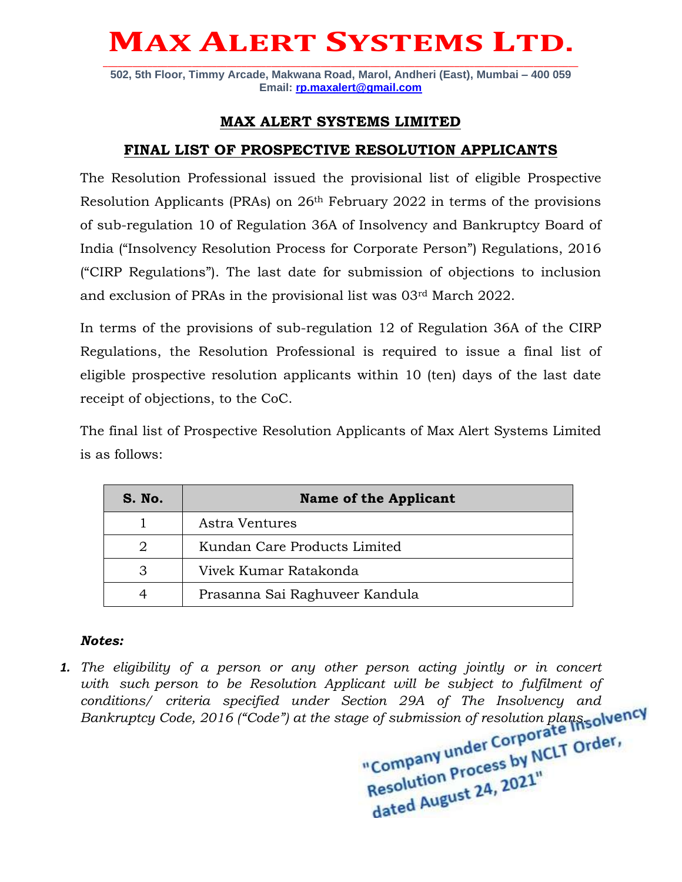# MAX ALERT SYSTEMS LTD.

502, 5th Floor, Timmy Arcade, Makwana Road, Marol, Andheri (East), Mumbai – 400 059
Email: rp.maxalert@gmail.com

## MAX ALERT SYSTEMS LIMITED

## FINAL LIST OF PROSPECTIVE RESOLUTION APPLICANTS

The Resolution Professional issued the provisional list of eligible Prospective Resolution Applicants (PRAs) on 26th February 2022 in terms of the provisions of sub-regulation 10 of Regulation 36A of Insolvency and Bankruptcy Board of India ("Insolvency Resolution Process for Corporate Person") Regulations, 2016 ("CIRP Regulations"). The last date for submission of objections to inclusion and exclusion of PRAs in the provisional list was 03rd March 2022.

In terms of the provisions of sub-regulation 12 of Regulation 36A of the CIRP Regulations, the Resolution Professional is required to issue a final list of eligible prospective resolution applicants within 10 (ten) days of the last date receipt of objections, to the CoC.

The final list of Prospective Resolution Applicants of Max Alert Systems Limited is as follows:

| S. No. | Name of the Applicant |
|---|---|
| 1 | Astra Ventures |
| 2 | Kundan Care Products Limited |
| 3 | Vivek Kumar Ratakonda |
| 4 | Prasanna Sai Raghuveer Kandula |

***Notes:***

1. *The eligibility of a person or any other person acting jointly or in concert with such person to be Resolution Applicant will be subject to fulfilment of conditions/ criteria specified under Section 29A of The Insolvency and Bankruptcy Code, 2016 ("Code") at the stage of submission of resolution plans.*

"Company under Corporate Insolvency Resolution Process by NCLT Order, dated August 24, 2021"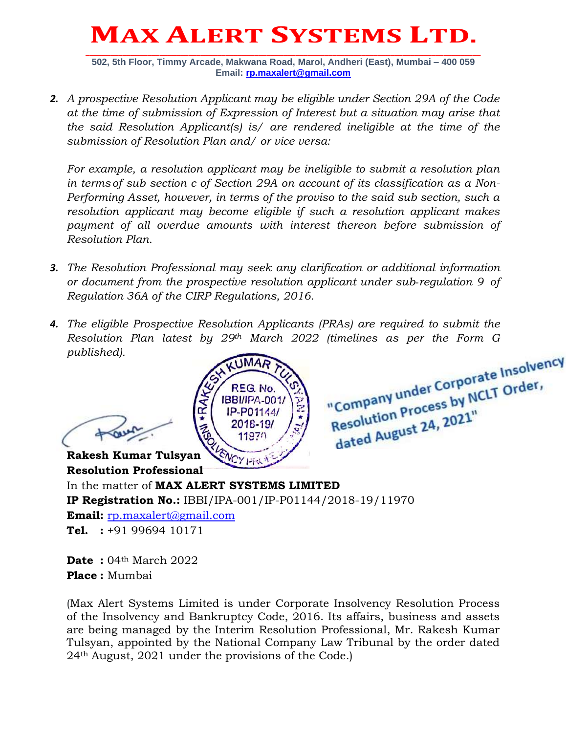# MAX ALERT SYSTEMS LTD.

502, 5th Floor, Timmy Arcade, Makwana Road, Marol, Andheri (East), Mumbai – 400 059
Email: rp.maxalert@gmail.com

2. *A prospective Resolution Applicant may be eligible under Section 29A of the Code at the time of submission of Expression of Interest but a situation may arise that the said Resolution Applicant(s) is/ are rendered ineligible at the time of the submission of Resolution Plan and/ or vice versa:*

   *For example, a resolution applicant may be ineligible to submit a resolution plan in terms of sub section c of Section 29A on account of its classification as a Non-Performing Asset, however, in terms of the proviso to the said sub section, such a resolution applicant may become eligible if such a resolution applicant makes payment of all overdue amounts with interest thereon before submission of Resolution Plan.*

3. *The Resolution Professional may seek any clarification or additional information or document from the prospective resolution applicant under sub-regulation 9 of Regulation 36A of the CIRP Regulations, 2016.*

4. *The eligible Prospective Resolution Applicants (PRAs) are required to submit the Resolution Plan latest by 29th March 2022 (timelines as per the Form G published).*

RAKESH KUMAR TULSYAN
REG. No.
IBBI/IPA-001/
IP-P01144/
2018-19/
11970
INSOLVENCY PROFESSIONAL

"Company under Corporate Insolvency Resolution Process by NCLT Order, dated August 24, 2021"

**Rakesh Kumar Tulsyan**
**Resolution Professional**
In the matter of **MAX ALERT SYSTEMS LIMITED**
**IP Registration No.:** IBBI/IPA-001/IP-P01144/2018-19/11970
**Email:** rp.maxalert@gmail.com
**Tel. :** +91 99694 10171

**Date :** 04th March 2022
**Place :** Mumbai

(Max Alert Systems Limited is under Corporate Insolvency Resolution Process of the Insolvency and Bankruptcy Code, 2016. Its affairs, business and assets are being managed by the Interim Resolution Professional, Mr. Rakesh Kumar Tulsyan, appointed by the National Company Law Tribunal by the order dated 24th August, 2021 under the provisions of the Code.)